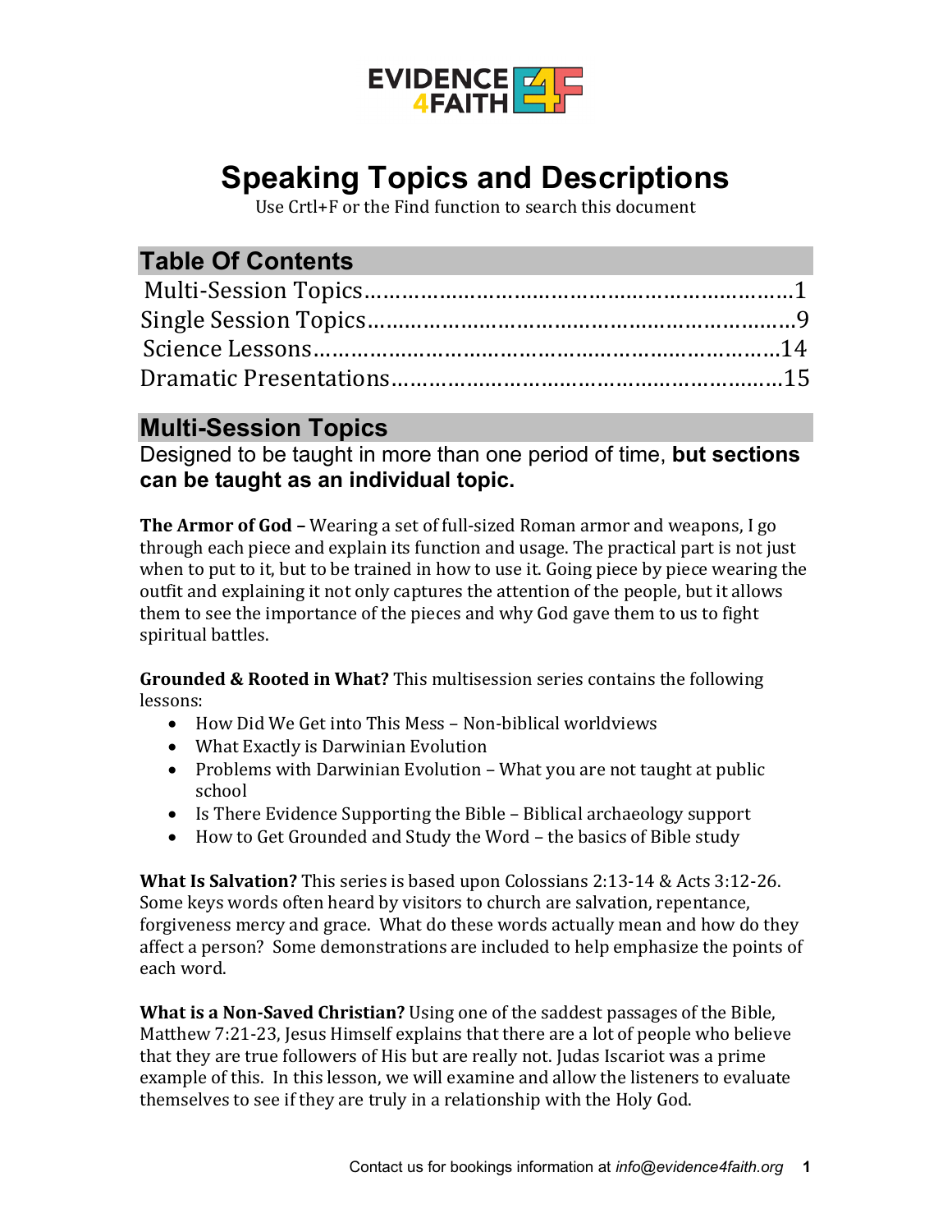EVIDENCE 4FAITH

# Speaking Topics and Descriptions

Use Crtl+F or the Find function to search this document

## Table Of Contents

Multi-Session Topics…………………………………………………………1
Single Session Topics…………………………………………………………9
Science Lessons………………………………………………………………14
Dramatic Presentations……………………………………………………15

## Multi-Session Topics

Designed to be taught in more than one period of time, **but sections can be taught as an individual topic.**

**The Armor of God –** Wearing a set of full-sized Roman armor and weapons, I go through each piece and explain its function and usage. The practical part is not just when to put to it, but to be trained in how to use it. Going piece by piece wearing the outfit and explaining it not only captures the attention of the people, but it allows them to see the importance of the pieces and why God gave them to us to fight spiritual battles.

**Grounded & Rooted in What?** This multisession series contains the following lessons:

- How Did We Get into This Mess – Non-biblical worldviews
- What Exactly is Darwinian Evolution
- Problems with Darwinian Evolution – What you are not taught at public school
- Is There Evidence Supporting the Bible – Biblical archaeology support
- How to Get Grounded and Study the Word – the basics of Bible study

**What Is Salvation?** This series is based upon Colossians 2:13-14 & Acts 3:12-26. Some keys words often heard by visitors to church are salvation, repentance, forgiveness mercy and grace. What do these words actually mean and how do they affect a person? Some demonstrations are included to help emphasize the points of each word.

**What is a Non-Saved Christian?** Using one of the saddest passages of the Bible, Matthew 7:21-23, Jesus Himself explains that there are a lot of people who believe that they are true followers of His but are really not. Judas Iscariot was a prime example of this. In this lesson, we will examine and allow the listeners to evaluate themselves to see if they are truly in a relationship with the Holy God.

Contact us for bookings information at *info@evidence4faith.org*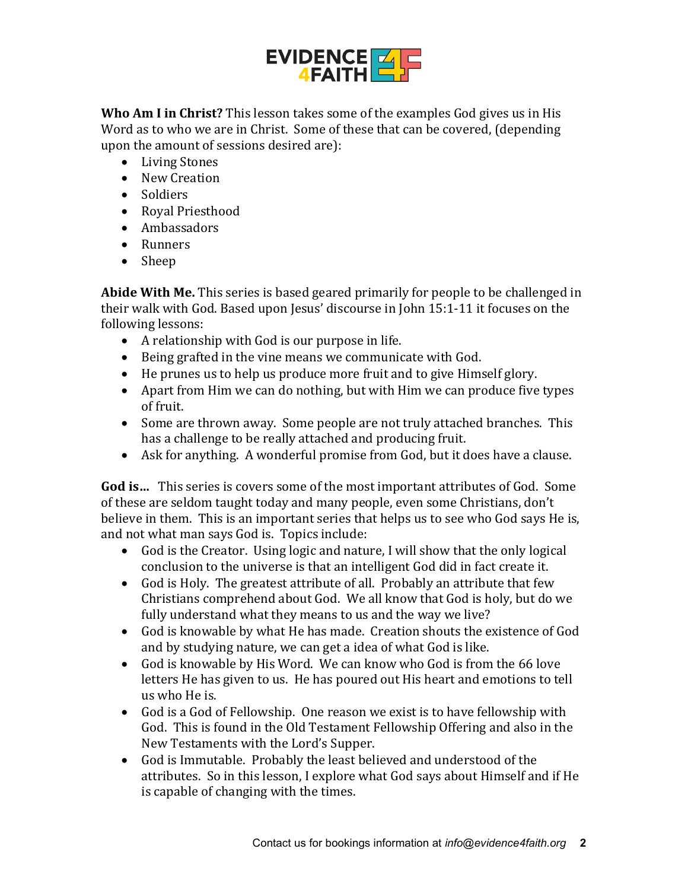**Who Am I in Christ?** This lesson takes some of the examples God gives us in His Word as to who we are in Christ. Some of these that can be covered, (depending upon the amount of sessions desired are):

- Living Stones
- New Creation
- Soldiers
- Royal Priesthood
- Ambassadors
- Runners
- Sheep

**Abide With Me.** This series is based geared primarily for people to be challenged in their walk with God. Based upon Jesus' discourse in John 15:1-11 it focuses on the following lessons:

- A relationship with God is our purpose in life.
- Being grafted in the vine means we communicate with God.
- He prunes us to help us produce more fruit and to give Himself glory.
- Apart from Him we can do nothing, but with Him we can produce five types of fruit.
- Some are thrown away. Some people are not truly attached branches. This has a challenge to be really attached and producing fruit.
- Ask for anything. A wonderful promise from God, but it does have a clause.

**God is…** This series is covers some of the most important attributes of God. Some of these are seldom taught today and many people, even some Christians, don't believe in them. This is an important series that helps us to see who God says He is, and not what man says God is. Topics include:

- God is the Creator. Using logic and nature, I will show that the only logical conclusion to the universe is that an intelligent God did in fact create it.
- God is Holy. The greatest attribute of all. Probably an attribute that few Christians comprehend about God. We all know that God is holy, but do we fully understand what they means to us and the way we live?
- God is knowable by what He has made. Creation shouts the existence of God and by studying nature, we can get a idea of what God is like.
- God is knowable by His Word. We can know who God is from the 66 love letters He has given to us. He has poured out His heart and emotions to tell us who He is.
- God is a God of Fellowship. One reason we exist is to have fellowship with God. This is found in the Old Testament Fellowship Offering and also in the New Testaments with the Lord's Supper.
- God is Immutable. Probably the least believed and understood of the attributes. So in this lesson, I explore what God says about Himself and if He is capable of changing with the times.

Contact us for bookings information at *info@evidence4faith.org*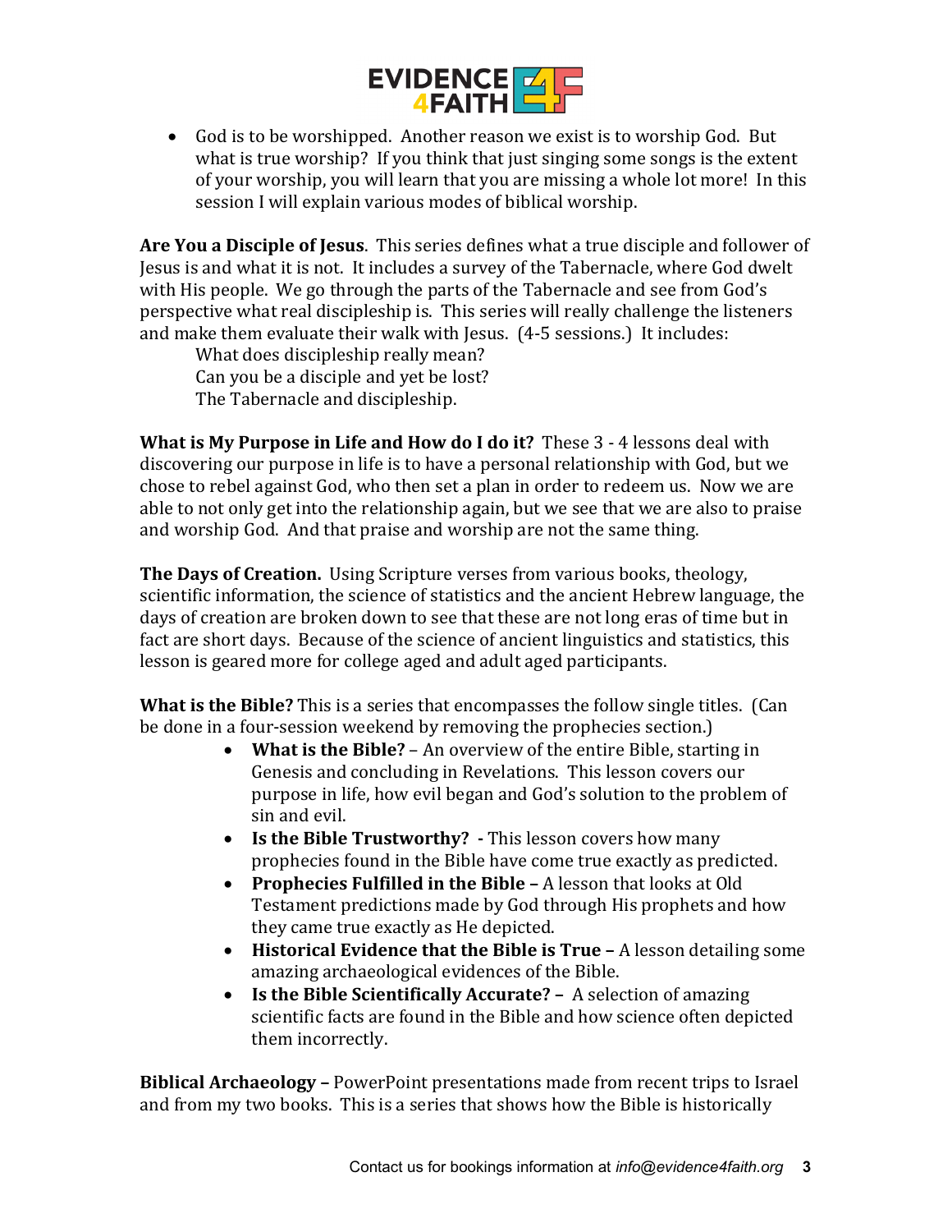- God is to be worshipped. Another reason we exist is to worship God. But what is true worship? If you think that just singing some songs is the extent of your worship, you will learn that you are missing a whole lot more! In this session I will explain various modes of biblical worship.

**Are You a Disciple of Jesus**. This series defines what a true disciple and follower of Jesus is and what it is not. It includes a survey of the Tabernacle, where God dwelt with His people. We go through the parts of the Tabernacle and see from God's perspective what real discipleship is. This series will really challenge the listeners and make them evaluate their walk with Jesus. (4-5 sessions.) It includes:

What does discipleship really mean?
Can you be a disciple and yet be lost?
The Tabernacle and discipleship.

**What is My Purpose in Life and How do I do it?** These 3 - 4 lessons deal with discovering our purpose in life is to have a personal relationship with God, but we chose to rebel against God, who then set a plan in order to redeem us. Now we are able to not only get into the relationship again, but we see that we are also to praise and worship God. And that praise and worship are not the same thing.

**The Days of Creation.** Using Scripture verses from various books, theology, scientific information, the science of statistics and the ancient Hebrew language, the days of creation are broken down to see that these are not long eras of time but in fact are short days. Because of the science of ancient linguistics and statistics, this lesson is geared more for college aged and adult aged participants.

**What is the Bible?** This is a series that encompasses the follow single titles. (Can be done in a four-session weekend by removing the prophecies section.)

- **What is the Bible?** – An overview of the entire Bible, starting in Genesis and concluding in Revelations. This lesson covers our purpose in life, how evil began and God's solution to the problem of sin and evil.
- **Is the Bible Trustworthy? -** This lesson covers how many prophecies found in the Bible have come true exactly as predicted.
- **Prophecies Fulfilled in the Bible –** A lesson that looks at Old Testament predictions made by God through His prophets and how they came true exactly as He depicted.
- **Historical Evidence that the Bible is True –** A lesson detailing some amazing archaeological evidences of the Bible.
- **Is the Bible Scientifically Accurate? –** A selection of amazing scientific facts are found in the Bible and how science often depicted them incorrectly.

**Biblical Archaeology –** PowerPoint presentations made from recent trips to Israel and from my two books. This is a series that shows how the Bible is historically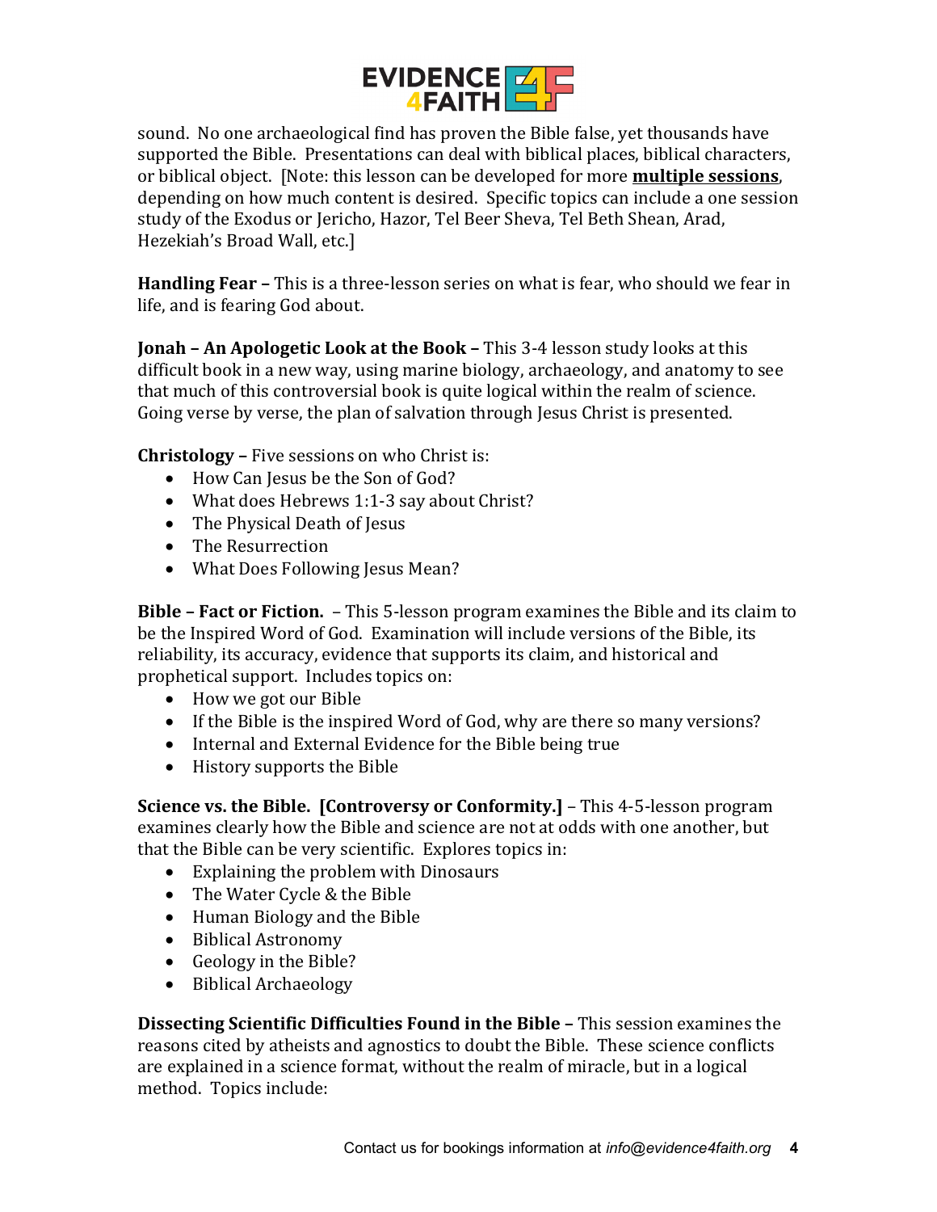sound. No one archaeological find has proven the Bible false, yet thousands have supported the Bible. Presentations can deal with biblical places, biblical characters, or biblical object. [Note: this lesson can be developed for more **multiple sessions**, depending on how much content is desired. Specific topics can include a one session study of the Exodus or Jericho, Hazor, Tel Beer Sheva, Tel Beth Shean, Arad, Hezekiah's Broad Wall, etc.]

**Handling Fear –** This is a three-lesson series on what is fear, who should we fear in life, and is fearing God about.

**Jonah – An Apologetic Look at the Book –** This 3-4 lesson study looks at this difficult book in a new way, using marine biology, archaeology, and anatomy to see that much of this controversial book is quite logical within the realm of science. Going verse by verse, the plan of salvation through Jesus Christ is presented.

**Christology –** Five sessions on who Christ is:

- How Can Jesus be the Son of God?
- What does Hebrews 1:1-3 say about Christ?
- The Physical Death of Jesus
- The Resurrection
- What Does Following Jesus Mean?

**Bible – Fact or Fiction.** – This 5-lesson program examines the Bible and its claim to be the Inspired Word of God. Examination will include versions of the Bible, its reliability, its accuracy, evidence that supports its claim, and historical and prophetical support. Includes topics on:

- How we got our Bible
- If the Bible is the inspired Word of God, why are there so many versions?
- Internal and External Evidence for the Bible being true
- History supports the Bible

**Science vs. the Bible. [Controversy or Conformity.]** – This 4-5-lesson program examines clearly how the Bible and science are not at odds with one another, but that the Bible can be very scientific. Explores topics in:

- Explaining the problem with Dinosaurs
- The Water Cycle & the Bible
- Human Biology and the Bible
- Biblical Astronomy
- Geology in the Bible?
- Biblical Archaeology

**Dissecting Scientific Difficulties Found in the Bible –** This session examines the reasons cited by atheists and agnostics to doubt the Bible. These science conflicts are explained in a science format, without the realm of miracle, but in a logical method. Topics include: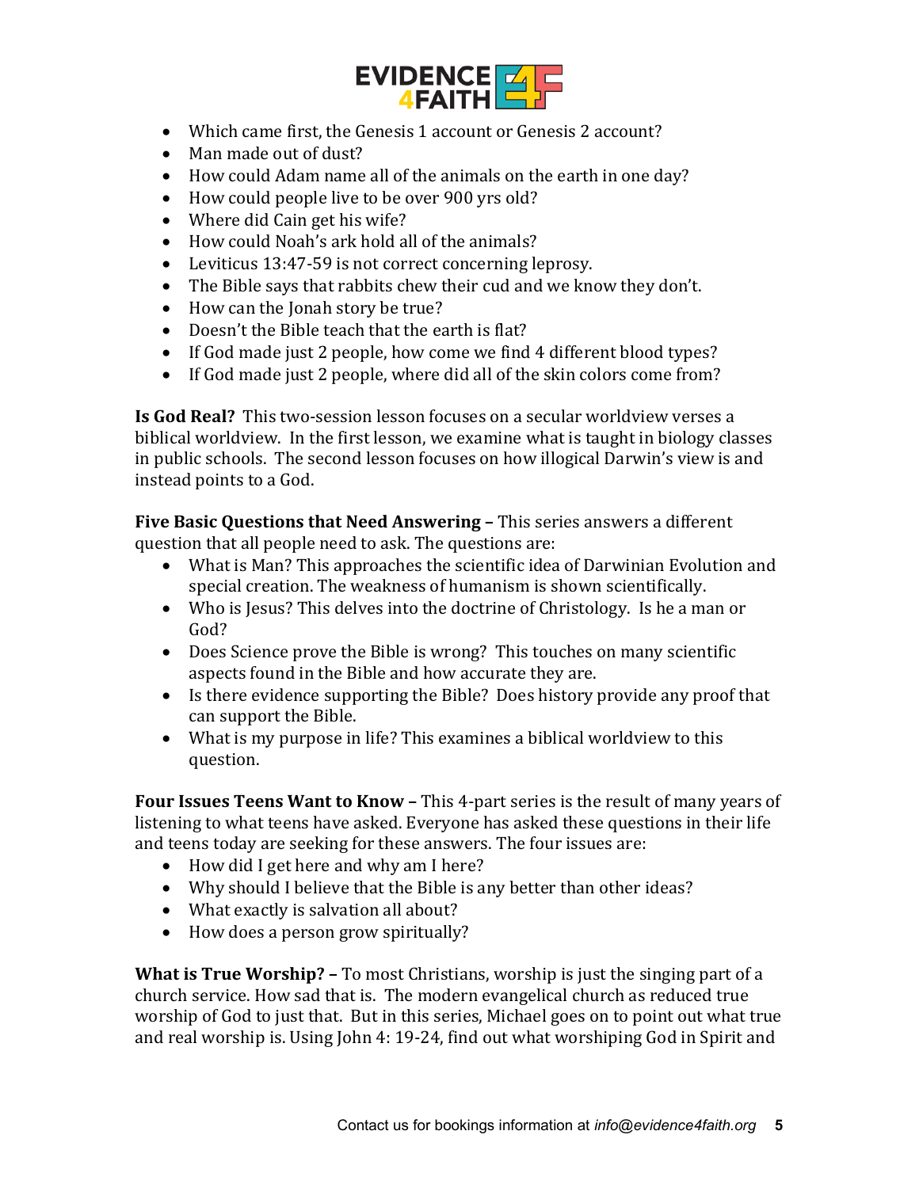- Which came first, the Genesis 1 account or Genesis 2 account?
- Man made out of dust?
- How could Adam name all of the animals on the earth in one day?
- How could people live to be over 900 yrs old?
- Where did Cain get his wife?
- How could Noah's ark hold all of the animals?
- Leviticus 13:47-59 is not correct concerning leprosy.
- The Bible says that rabbits chew their cud and we know they don't.
- How can the Jonah story be true?
- Doesn't the Bible teach that the earth is flat?
- If God made just 2 people, how come we find 4 different blood types?
- If God made just 2 people, where did all of the skin colors come from?

**Is God Real?** This two-session lesson focuses on a secular worldview verses a biblical worldview. In the first lesson, we examine what is taught in biology classes in public schools. The second lesson focuses on how illogical Darwin's view is and instead points to a God.

**Five Basic Questions that Need Answering –** This series answers a different question that all people need to ask. The questions are:

- What is Man? This approaches the scientific idea of Darwinian Evolution and special creation. The weakness of humanism is shown scientifically.
- Who is Jesus? This delves into the doctrine of Christology. Is he a man or God?
- Does Science prove the Bible is wrong? This touches on many scientific aspects found in the Bible and how accurate they are.
- Is there evidence supporting the Bible? Does history provide any proof that can support the Bible.
- What is my purpose in life? This examines a biblical worldview to this question.

**Four Issues Teens Want to Know –** This 4-part series is the result of many years of listening to what teens have asked. Everyone has asked these questions in their life and teens today are seeking for these answers. The four issues are:

- How did I get here and why am I here?
- Why should I believe that the Bible is any better than other ideas?
- What exactly is salvation all about?
- How does a person grow spiritually?

**What is True Worship? –** To most Christians, worship is just the singing part of a church service. How sad that is. The modern evangelical church as reduced true worship of God to just that. But in this series, Michael goes on to point out what true and real worship is. Using John 4: 19-24, find out what worshiping God in Spirit and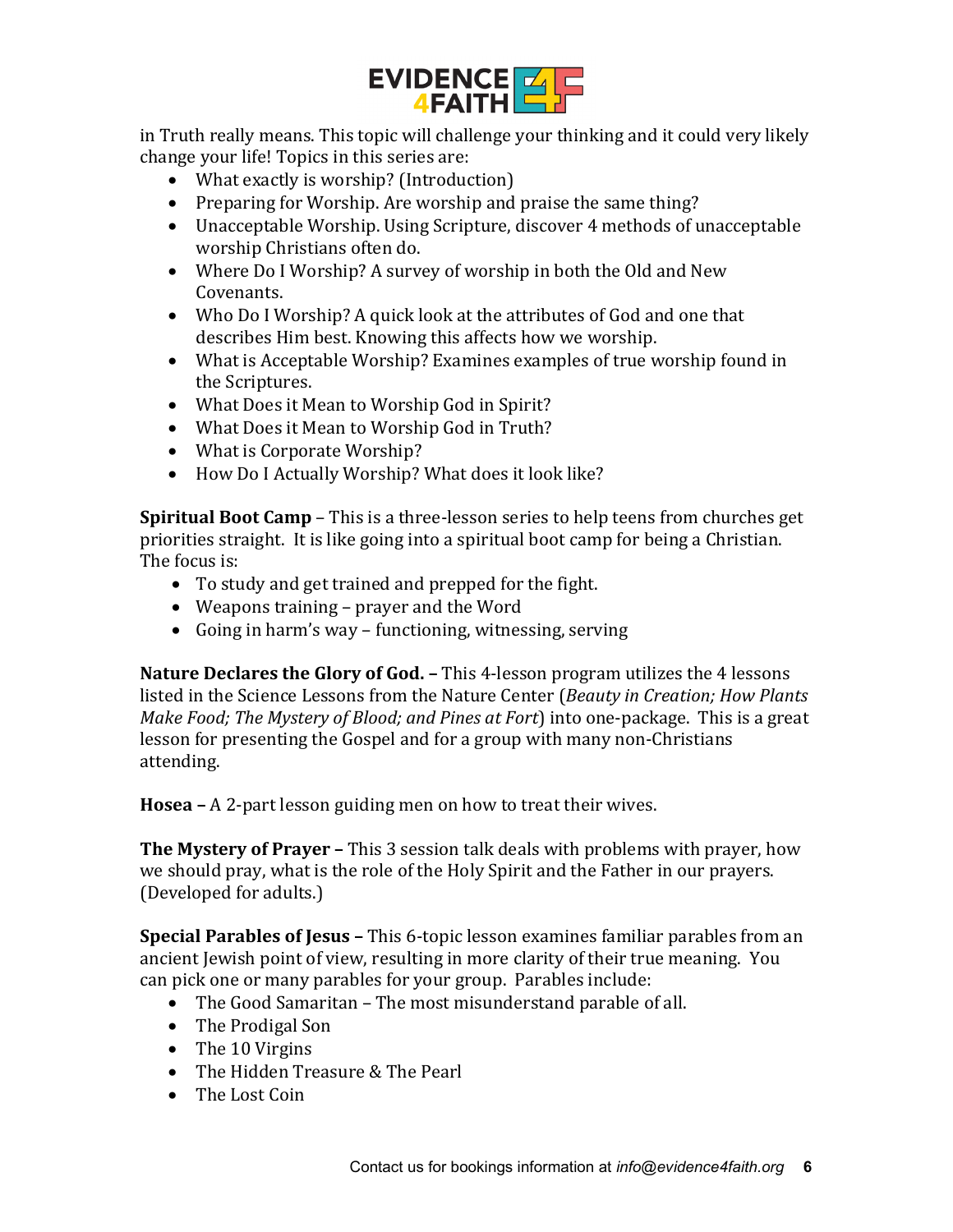in Truth really means. This topic will challenge your thinking and it could very likely change your life! Topics in this series are:

- What exactly is worship? (Introduction)
- Preparing for Worship. Are worship and praise the same thing?
- Unacceptable Worship. Using Scripture, discover 4 methods of unacceptable worship Christians often do.
- Where Do I Worship? A survey of worship in both the Old and New Covenants.
- Who Do I Worship? A quick look at the attributes of God and one that describes Him best. Knowing this affects how we worship.
- What is Acceptable Worship? Examines examples of true worship found in the Scriptures.
- What Does it Mean to Worship God in Spirit?
- What Does it Mean to Worship God in Truth?
- What is Corporate Worship?
- How Do I Actually Worship? What does it look like?

**Spiritual Boot Camp** – This is a three-lesson series to help teens from churches get priorities straight. It is like going into a spiritual boot camp for being a Christian. The focus is:

- To study and get trained and prepped for the fight.
- Weapons training – prayer and the Word
- Going in harm's way – functioning, witnessing, serving

**Nature Declares the Glory of God. –** This 4-lesson program utilizes the 4 lessons listed in the Science Lessons from the Nature Center (*Beauty in Creation; How Plants Make Food; The Mystery of Blood; and Pines at Fort*) into one-package. This is a great lesson for presenting the Gospel and for a group with many non-Christians attending.

**Hosea –** A 2-part lesson guiding men on how to treat their wives.

**The Mystery of Prayer –** This 3 session talk deals with problems with prayer, how we should pray, what is the role of the Holy Spirit and the Father in our prayers. (Developed for adults.)

**Special Parables of Jesus –** This 6-topic lesson examines familiar parables from an ancient Jewish point of view, resulting in more clarity of their true meaning. You can pick one or many parables for your group. Parables include:

- The Good Samaritan – The most misunderstand parable of all.
- The Prodigal Son
- The 10 Virgins
- The Hidden Treasure & The Pearl
- The Lost Coin

Contact us for bookings information at *info@evidence4faith.org*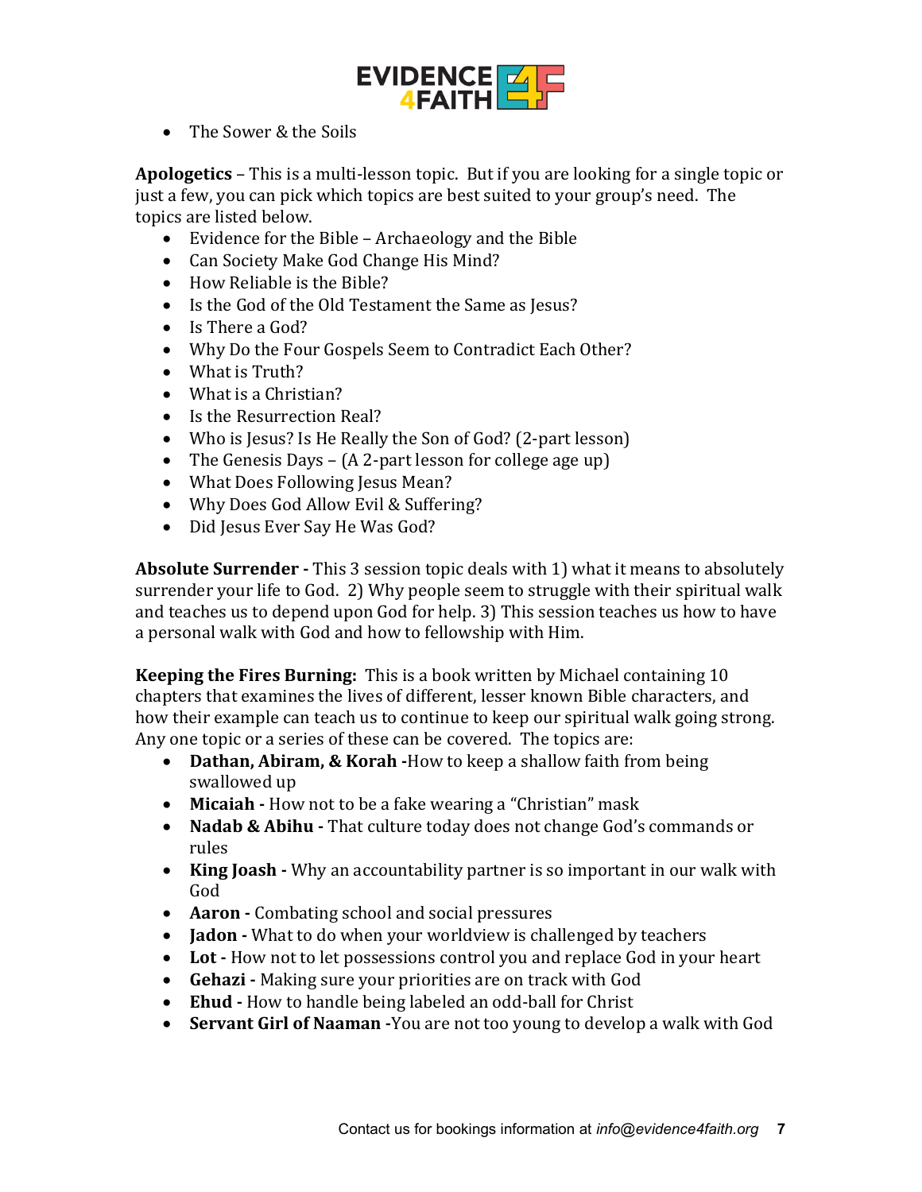- The Sower & the Soils

**Apologetics** – This is a multi-lesson topic. But if you are looking for a single topic or just a few, you can pick which topics are best suited to your group's need. The topics are listed below.

- Evidence for the Bible – Archaeology and the Bible
- Can Society Make God Change His Mind?
- How Reliable is the Bible?
- Is the God of the Old Testament the Same as Jesus?
- Is There a God?
- Why Do the Four Gospels Seem to Contradict Each Other?
- What is Truth?
- What is a Christian?
- Is the Resurrection Real?
- Who is Jesus? Is He Really the Son of God? (2-part lesson)
- The Genesis Days – (A 2-part lesson for college age up)
- What Does Following Jesus Mean?
- Why Does God Allow Evil & Suffering?
- Did Jesus Ever Say He Was God?

**Absolute Surrender -** This 3 session topic deals with 1) what it means to absolutely surrender your life to God. 2) Why people seem to struggle with their spiritual walk and teaches us to depend upon God for help. 3) This session teaches us how to have a personal walk with God and how to fellowship with Him.

**Keeping the Fires Burning:** This is a book written by Michael containing 10 chapters that examines the lives of different, lesser known Bible characters, and how their example can teach us to continue to keep our spiritual walk going strong. Any one topic or a series of these can be covered. The topics are:

- **Dathan, Abiram, & Korah -**How to keep a shallow faith from being swallowed up
- **Micaiah -** How not to be a fake wearing a "Christian" mask
- **Nadab & Abihu -** That culture today does not change God's commands or rules
- **King Joash -** Why an accountability partner is so important in our walk with God
- **Aaron -** Combating school and social pressures
- **Jadon -** What to do when your worldview is challenged by teachers
- **Lot -** How not to let possessions control you and replace God in your heart
- **Gehazi -** Making sure your priorities are on track with God
- **Ehud -** How to handle being labeled an odd-ball for Christ
- **Servant Girl of Naaman -**You are not too young to develop a walk with God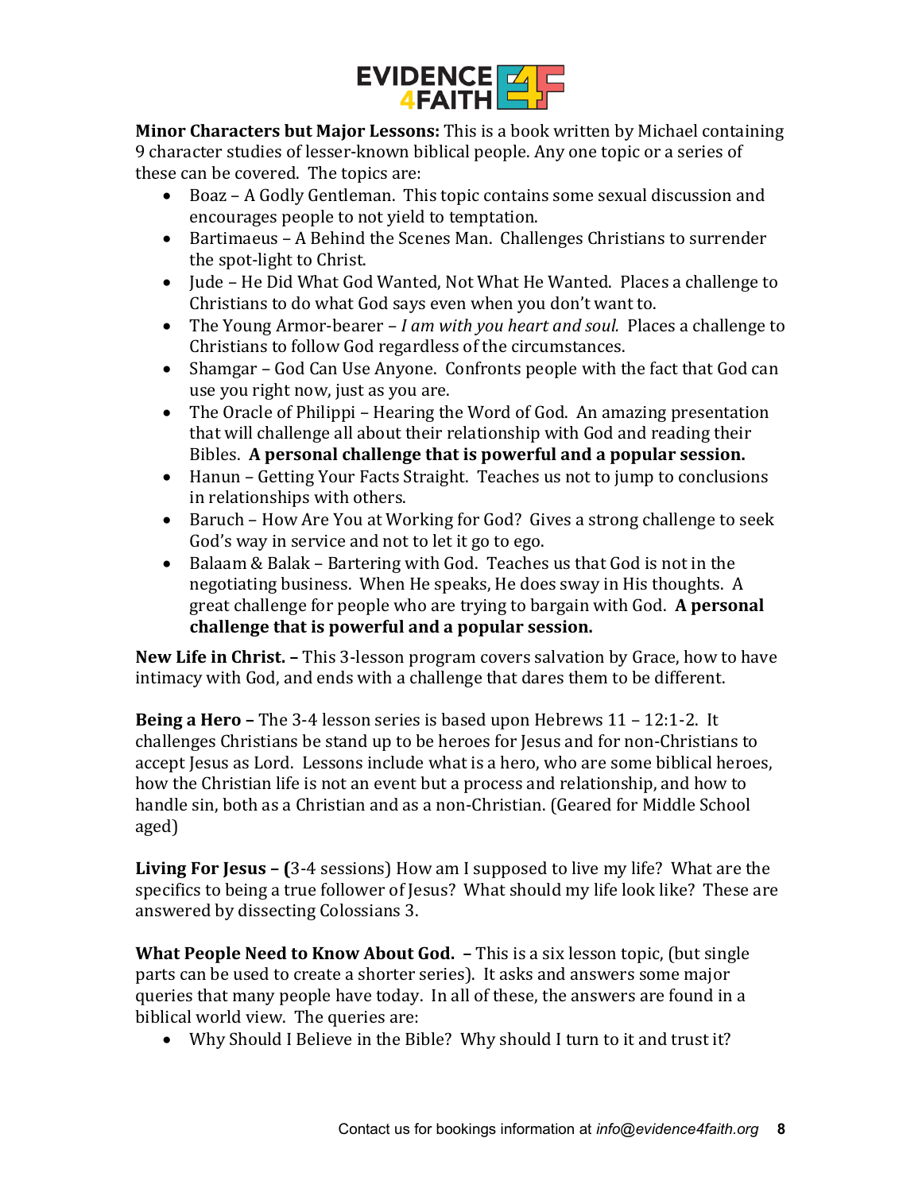**Minor Characters but Major Lessons:** This is a book written by Michael containing 9 character studies of lesser-known biblical people. Any one topic or a series of these can be covered. The topics are:

- Boaz – A Godly Gentleman. This topic contains some sexual discussion and encourages people to not yield to temptation.
- Bartimaeus – A Behind the Scenes Man. Challenges Christians to surrender the spot-light to Christ.
- Jude – He Did What God Wanted, Not What He Wanted. Places a challenge to Christians to do what God says even when you don't want to.
- The Young Armor-bearer – *I am with you heart and soul.* Places a challenge to Christians to follow God regardless of the circumstances.
- Shamgar – God Can Use Anyone. Confronts people with the fact that God can use you right now, just as you are.
- The Oracle of Philippi – Hearing the Word of God. An amazing presentation that will challenge all about their relationship with God and reading their Bibles. **A personal challenge that is powerful and a popular session.**
- Hanun – Getting Your Facts Straight. Teaches us not to jump to conclusions in relationships with others.
- Baruch – How Are You at Working for God? Gives a strong challenge to seek God's way in service and not to let it go to ego.
- Balaam & Balak – Bartering with God. Teaches us that God is not in the negotiating business. When He speaks, He does sway in His thoughts. A great challenge for people who are trying to bargain with God. **A personal challenge that is powerful and a popular session.**

**New Life in Christ. –** This 3-lesson program covers salvation by Grace, how to have intimacy with God, and ends with a challenge that dares them to be different.

**Being a Hero –** The 3-4 lesson series is based upon Hebrews 11 – 12:1-2. It challenges Christians be stand up to be heroes for Jesus and for non-Christians to accept Jesus as Lord. Lessons include what is a hero, who are some biblical heroes, how the Christian life is not an event but a process and relationship, and how to handle sin, both as a Christian and as a non-Christian. (Geared for Middle School aged)

**Living For Jesus – (**3-4 sessions) How am I supposed to live my life? What are the specifics to being a true follower of Jesus? What should my life look like? These are answered by dissecting Colossians 3.

**What People Need to Know About God. –** This is a six lesson topic, (but single parts can be used to create a shorter series). It asks and answers some major queries that many people have today. In all of these, the answers are found in a biblical world view. The queries are:

- Why Should I Believe in the Bible? Why should I turn to it and trust it?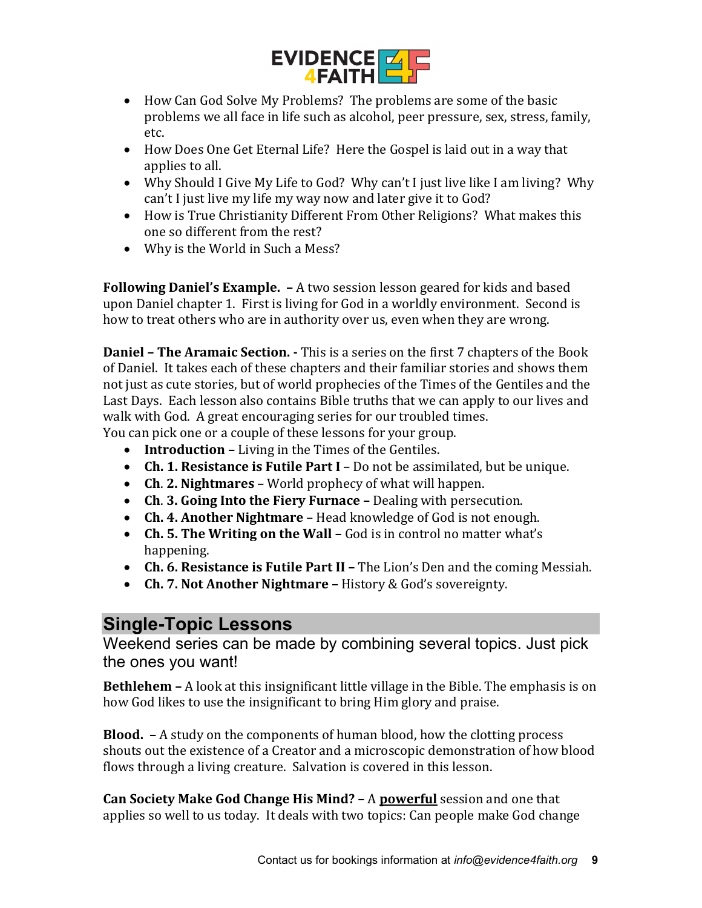- How Can God Solve My Problems? The problems are some of the basic problems we all face in life such as alcohol, peer pressure, sex, stress, family, etc.
- How Does One Get Eternal Life? Here the Gospel is laid out in a way that applies to all.
- Why Should I Give My Life to God? Why can't I just live like I am living? Why can't I just live my life my way now and later give it to God?
- How is True Christianity Different From Other Religions? What makes this one so different from the rest?
- Why is the World in Such a Mess?

**Following Daniel's Example. –** A two session lesson geared for kids and based upon Daniel chapter 1. First is living for God in a worldly environment. Second is how to treat others who are in authority over us, even when they are wrong.

**Daniel – The Aramaic Section. -** This is a series on the first 7 chapters of the Book of Daniel. It takes each of these chapters and their familiar stories and shows them not just as cute stories, but of world prophecies of the Times of the Gentiles and the Last Days. Each lesson also contains Bible truths that we can apply to our lives and walk with God. A great encouraging series for our troubled times.
You can pick one or a couple of these lessons for your group.

- **Introduction –** Living in the Times of the Gentiles.
- **Ch. 1. Resistance is Futile Part I** – Do not be assimilated, but be unique.
- **Ch. 2. Nightmares** – World prophecy of what will happen.
- **Ch. 3. Going Into the Fiery Furnace –** Dealing with persecution.
- **Ch. 4. Another Nightmare** – Head knowledge of God is not enough.
- **Ch. 5. The Writing on the Wall –** God is in control no matter what's happening.
- **Ch. 6. Resistance is Futile Part II –** The Lion's Den and the coming Messiah.
- **Ch. 7. Not Another Nightmare –** History & God's sovereignty.

## Single-Topic Lessons

Weekend series can be made by combining several topics. Just pick the ones you want!

**Bethlehem –** A look at this insignificant little village in the Bible. The emphasis is on how God likes to use the insignificant to bring Him glory and praise.

**Blood. –** A study on the components of human blood, how the clotting process shouts out the existence of a Creator and a microscopic demonstration of how blood flows through a living creature. Salvation is covered in this lesson.

**Can Society Make God Change His Mind? –** A **powerful** session and one that applies so well to us today. It deals with two topics: Can people make God change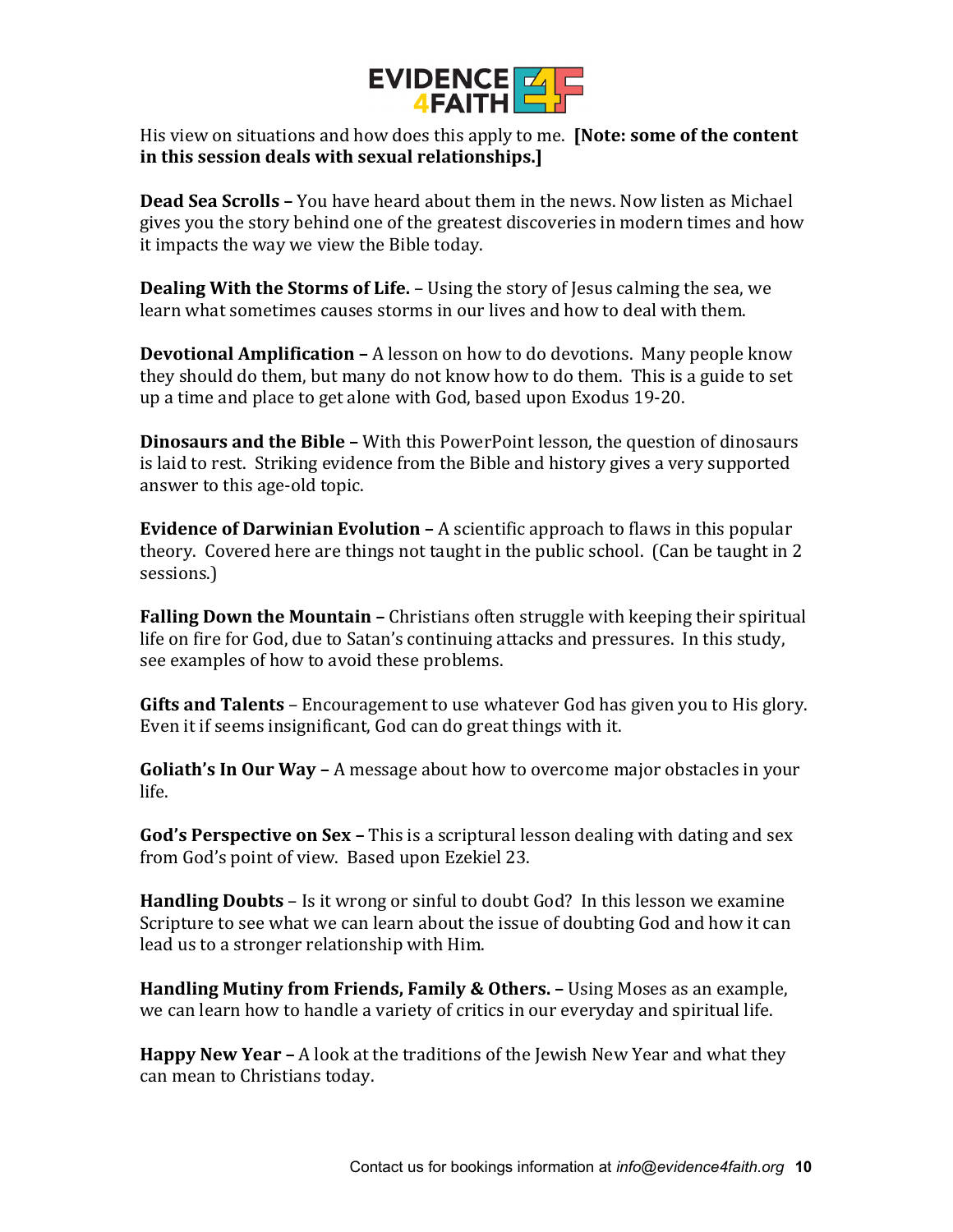His view on situations and how does this apply to me. **[Note: some of the content in this session deals with sexual relationships.]**

**Dead Sea Scrolls –** You have heard about them in the news. Now listen as Michael gives you the story behind one of the greatest discoveries in modern times and how it impacts the way we view the Bible today.

**Dealing With the Storms of Life.** – Using the story of Jesus calming the sea, we learn what sometimes causes storms in our lives and how to deal with them.

**Devotional Amplification –** A lesson on how to do devotions. Many people know they should do them, but many do not know how to do them. This is a guide to set up a time and place to get alone with God, based upon Exodus 19-20.

**Dinosaurs and the Bible –** With this PowerPoint lesson, the question of dinosaurs is laid to rest. Striking evidence from the Bible and history gives a very supported answer to this age-old topic.

**Evidence of Darwinian Evolution –** A scientific approach to flaws in this popular theory. Covered here are things not taught in the public school. (Can be taught in 2 sessions.)

**Falling Down the Mountain –** Christians often struggle with keeping their spiritual life on fire for God, due to Satan's continuing attacks and pressures. In this study, see examples of how to avoid these problems.

**Gifts and Talents** – Encouragement to use whatever God has given you to His glory. Even it if seems insignificant, God can do great things with it.

**Goliath's In Our Way –** A message about how to overcome major obstacles in your life.

**God's Perspective on Sex –** This is a scriptural lesson dealing with dating and sex from God's point of view. Based upon Ezekiel 23.

**Handling Doubts** – Is it wrong or sinful to doubt God? In this lesson we examine Scripture to see what we can learn about the issue of doubting God and how it can lead us to a stronger relationship with Him.

**Handling Mutiny from Friends, Family & Others. –** Using Moses as an example, we can learn how to handle a variety of critics in our everyday and spiritual life.

**Happy New Year –** A look at the traditions of the Jewish New Year and what they can mean to Christians today.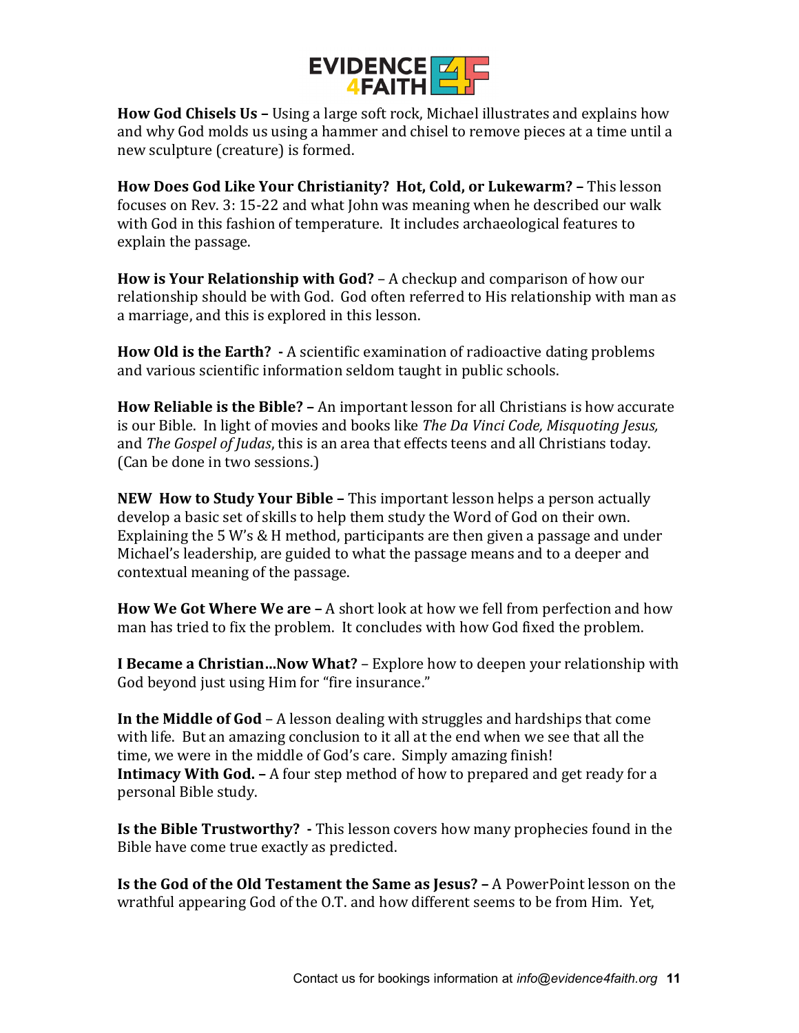**How God Chisels Us –** Using a large soft rock, Michael illustrates and explains how and why God molds us using a hammer and chisel to remove pieces at a time until a new sculpture (creature) is formed.

**How Does God Like Your Christianity? Hot, Cold, or Lukewarm? –** This lesson focuses on Rev. 3: 15-22 and what John was meaning when he described our walk with God in this fashion of temperature. It includes archaeological features to explain the passage.

**How is Your Relationship with God?** – A checkup and comparison of how our relationship should be with God. God often referred to His relationship with man as a marriage, and this is explored in this lesson.

**How Old is the Earth? -** A scientific examination of radioactive dating problems and various scientific information seldom taught in public schools.

**How Reliable is the Bible? –** An important lesson for all Christians is how accurate is our Bible. In light of movies and books like *The Da Vinci Code, Misquoting Jesus,* and *The Gospel of Judas*, this is an area that effects teens and all Christians today. (Can be done in two sessions.)

**NEW How to Study Your Bible –** This important lesson helps a person actually develop a basic set of skills to help them study the Word of God on their own. Explaining the 5 W's & H method, participants are then given a passage and under Michael's leadership, are guided to what the passage means and to a deeper and contextual meaning of the passage.

**How We Got Where We are –** A short look at how we fell from perfection and how man has tried to fix the problem. It concludes with how God fixed the problem.

**I Became a Christian…Now What?** – Explore how to deepen your relationship with God beyond just using Him for "fire insurance."

**In the Middle of God** – A lesson dealing with struggles and hardships that come with life. But an amazing conclusion to it all at the end when we see that all the time, we were in the middle of God's care. Simply amazing finish!
**Intimacy With God. –** A four step method of how to prepared and get ready for a personal Bible study.

**Is the Bible Trustworthy? -** This lesson covers how many prophecies found in the Bible have come true exactly as predicted.

**Is the God of the Old Testament the Same as Jesus? –** A PowerPoint lesson on the wrathful appearing God of the O.T. and how different seems to be from Him. Yet,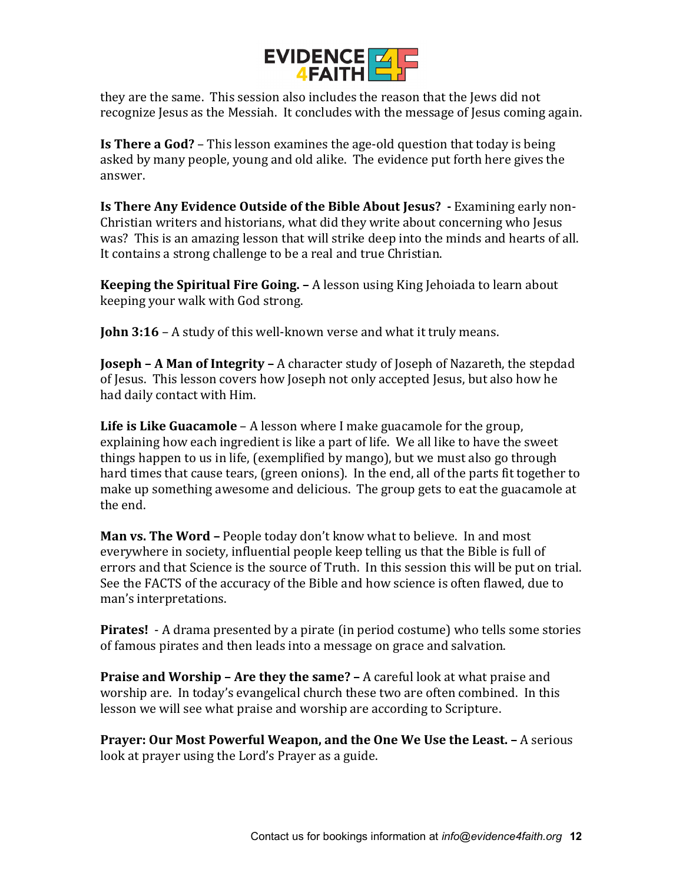they are the same. This session also includes the reason that the Jews did not recognize Jesus as the Messiah. It concludes with the message of Jesus coming again.

**Is There a God?** – This lesson examines the age-old question that today is being asked by many people, young and old alike. The evidence put forth here gives the answer.

**Is There Any Evidence Outside of the Bible About Jesus? -** Examining early non-Christian writers and historians, what did they write about concerning who Jesus was? This is an amazing lesson that will strike deep into the minds and hearts of all. It contains a strong challenge to be a real and true Christian.

**Keeping the Spiritual Fire Going. –** A lesson using King Jehoiada to learn about keeping your walk with God strong.

**John 3:16** – A study of this well-known verse and what it truly means.

**Joseph – A Man of Integrity –** A character study of Joseph of Nazareth, the stepdad of Jesus. This lesson covers how Joseph not only accepted Jesus, but also how he had daily contact with Him.

**Life is Like Guacamole** – A lesson where I make guacamole for the group, explaining how each ingredient is like a part of life. We all like to have the sweet things happen to us in life, (exemplified by mango), but we must also go through hard times that cause tears, (green onions). In the end, all of the parts fit together to make up something awesome and delicious. The group gets to eat the guacamole at the end.

**Man vs. The Word –** People today don't know what to believe. In and most everywhere in society, influential people keep telling us that the Bible is full of errors and that Science is the source of Truth. In this session this will be put on trial. See the FACTS of the accuracy of the Bible and how science is often flawed, due to man's interpretations.

**Pirates!** - A drama presented by a pirate (in period costume) who tells some stories of famous pirates and then leads into a message on grace and salvation.

**Praise and Worship – Are they the same? –** A careful look at what praise and worship are. In today's evangelical church these two are often combined. In this lesson we will see what praise and worship are according to Scripture.

**Prayer: Our Most Powerful Weapon, and the One We Use the Least. –** A serious look at prayer using the Lord's Prayer as a guide.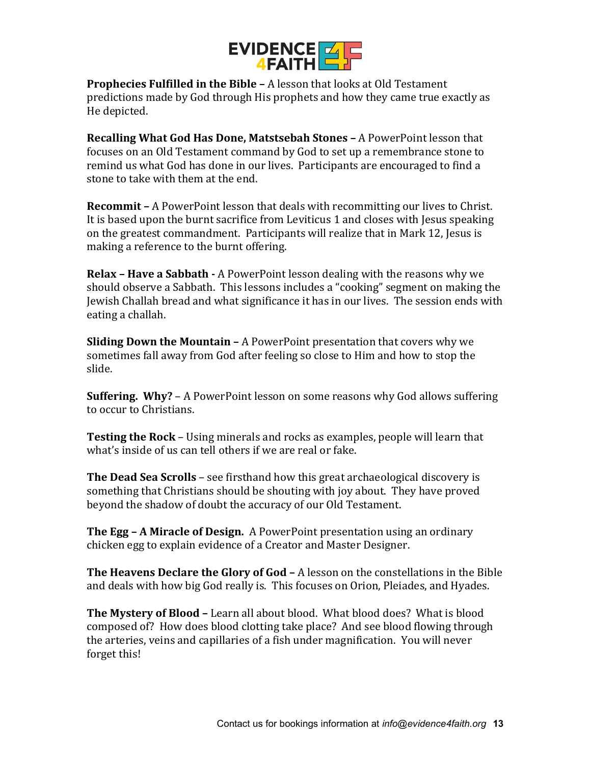**Prophecies Fulfilled in the Bible –** A lesson that looks at Old Testament predictions made by God through His prophets and how they came true exactly as He depicted.

**Recalling What God Has Done, Matstsebah Stones –** A PowerPoint lesson that focuses on an Old Testament command by God to set up a remembrance stone to remind us what God has done in our lives. Participants are encouraged to find a stone to take with them at the end.

**Recommit –** A PowerPoint lesson that deals with recommitting our lives to Christ. It is based upon the burnt sacrifice from Leviticus 1 and closes with Jesus speaking on the greatest commandment. Participants will realize that in Mark 12, Jesus is making a reference to the burnt offering.

**Relax – Have a Sabbath -** A PowerPoint lesson dealing with the reasons why we should observe a Sabbath. This lessons includes a "cooking" segment on making the Jewish Challah bread and what significance it has in our lives. The session ends with eating a challah.

**Sliding Down the Mountain –** A PowerPoint presentation that covers why we sometimes fall away from God after feeling so close to Him and how to stop the slide.

**Suffering. Why?** – A PowerPoint lesson on some reasons why God allows suffering to occur to Christians.

**Testing the Rock** – Using minerals and rocks as examples, people will learn that what's inside of us can tell others if we are real or fake.

**The Dead Sea Scrolls** – see firsthand how this great archaeological discovery is something that Christians should be shouting with joy about. They have proved beyond the shadow of doubt the accuracy of our Old Testament.

**The Egg – A Miracle of Design.** A PowerPoint presentation using an ordinary chicken egg to explain evidence of a Creator and Master Designer.

**The Heavens Declare the Glory of God –** A lesson on the constellations in the Bible and deals with how big God really is. This focuses on Orion, Pleiades, and Hyades.

**The Mystery of Blood –** Learn all about blood. What blood does? What is blood composed of? How does blood clotting take place? And see blood flowing through the arteries, veins and capillaries of a fish under magnification. You will never forget this!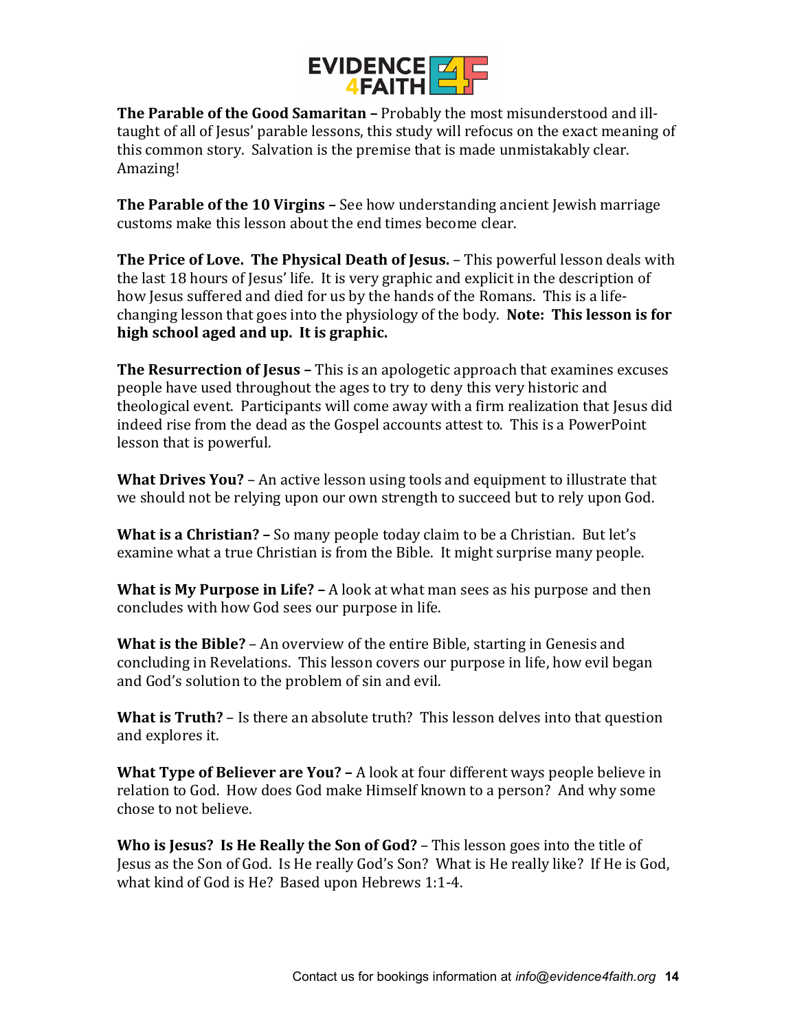**The Parable of the Good Samaritan –** Probably the most misunderstood and ill-taught of all of Jesus' parable lessons, this study will refocus on the exact meaning of this common story. Salvation is the premise that is made unmistakably clear. Amazing!

**The Parable of the 10 Virgins –** See how understanding ancient Jewish marriage customs make this lesson about the end times become clear.

**The Price of Love. The Physical Death of Jesus.** – This powerful lesson deals with the last 18 hours of Jesus' life. It is very graphic and explicit in the description of how Jesus suffered and died for us by the hands of the Romans. This is a life-changing lesson that goes into the physiology of the body. **Note: This lesson is for high school aged and up. It is graphic.**

**The Resurrection of Jesus –** This is an apologetic approach that examines excuses people have used throughout the ages to try to deny this very historic and theological event. Participants will come away with a firm realization that Jesus did indeed rise from the dead as the Gospel accounts attest to. This is a PowerPoint lesson that is powerful.

**What Drives You?** – An active lesson using tools and equipment to illustrate that we should not be relying upon our own strength to succeed but to rely upon God.

**What is a Christian? –** So many people today claim to be a Christian. But let's examine what a true Christian is from the Bible. It might surprise many people.

**What is My Purpose in Life? –** A look at what man sees as his purpose and then concludes with how God sees our purpose in life.

**What is the Bible?** – An overview of the entire Bible, starting in Genesis and concluding in Revelations. This lesson covers our purpose in life, how evil began and God's solution to the problem of sin and evil.

**What is Truth?** – Is there an absolute truth? This lesson delves into that question and explores it.

**What Type of Believer are You? –** A look at four different ways people believe in relation to God. How does God make Himself known to a person? And why some chose to not believe.

**Who is Jesus? Is He Really the Son of God?** – This lesson goes into the title of Jesus as the Son of God. Is He really God's Son? What is He really like? If He is God, what kind of God is He? Based upon Hebrews 1:1-4.

Contact us for bookings information at *info@evidence4faith.org*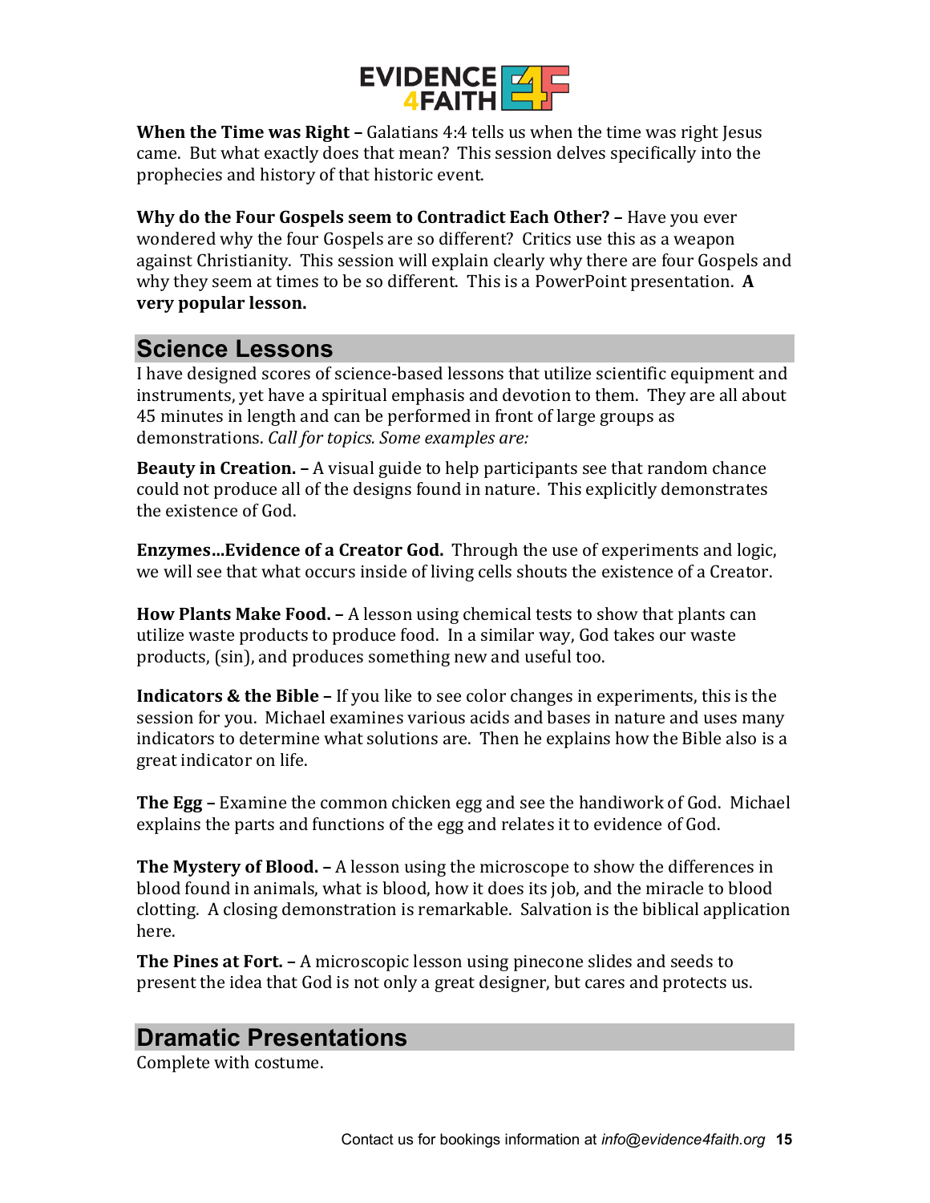**When the Time was Right –** Galatians 4:4 tells us when the time was right Jesus came. But what exactly does that mean? This session delves specifically into the prophecies and history of that historic event.

**Why do the Four Gospels seem to Contradict Each Other? –** Have you ever wondered why the four Gospels are so different? Critics use this as a weapon against Christianity. This session will explain clearly why there are four Gospels and why they seem at times to be so different. This is a PowerPoint presentation. **A very popular lesson.**

## Science Lessons

I have designed scores of science-based lessons that utilize scientific equipment and instruments, yet have a spiritual emphasis and devotion to them. They are all about 45 minutes in length and can be performed in front of large groups as demonstrations. *Call for topics. Some examples are:*

**Beauty in Creation. –** A visual guide to help participants see that random chance could not produce all of the designs found in nature. This explicitly demonstrates the existence of God.

**Enzymes…Evidence of a Creator God.** Through the use of experiments and logic, we will see that what occurs inside of living cells shouts the existence of a Creator.

**How Plants Make Food. –** A lesson using chemical tests to show that plants can utilize waste products to produce food. In a similar way, God takes our waste products, (sin), and produces something new and useful too.

**Indicators & the Bible –** If you like to see color changes in experiments, this is the session for you. Michael examines various acids and bases in nature and uses many indicators to determine what solutions are. Then he explains how the Bible also is a great indicator on life.

**The Egg –** Examine the common chicken egg and see the handiwork of God. Michael explains the parts and functions of the egg and relates it to evidence of God.

**The Mystery of Blood. –** A lesson using the microscope to show the differences in blood found in animals, what is blood, how it does its job, and the miracle to blood clotting. A closing demonstration is remarkable. Salvation is the biblical application here.

**The Pines at Fort. –** A microscopic lesson using pinecone slides and seeds to present the idea that God is not only a great designer, but cares and protects us.

## Dramatic Presentations

Complete with costume.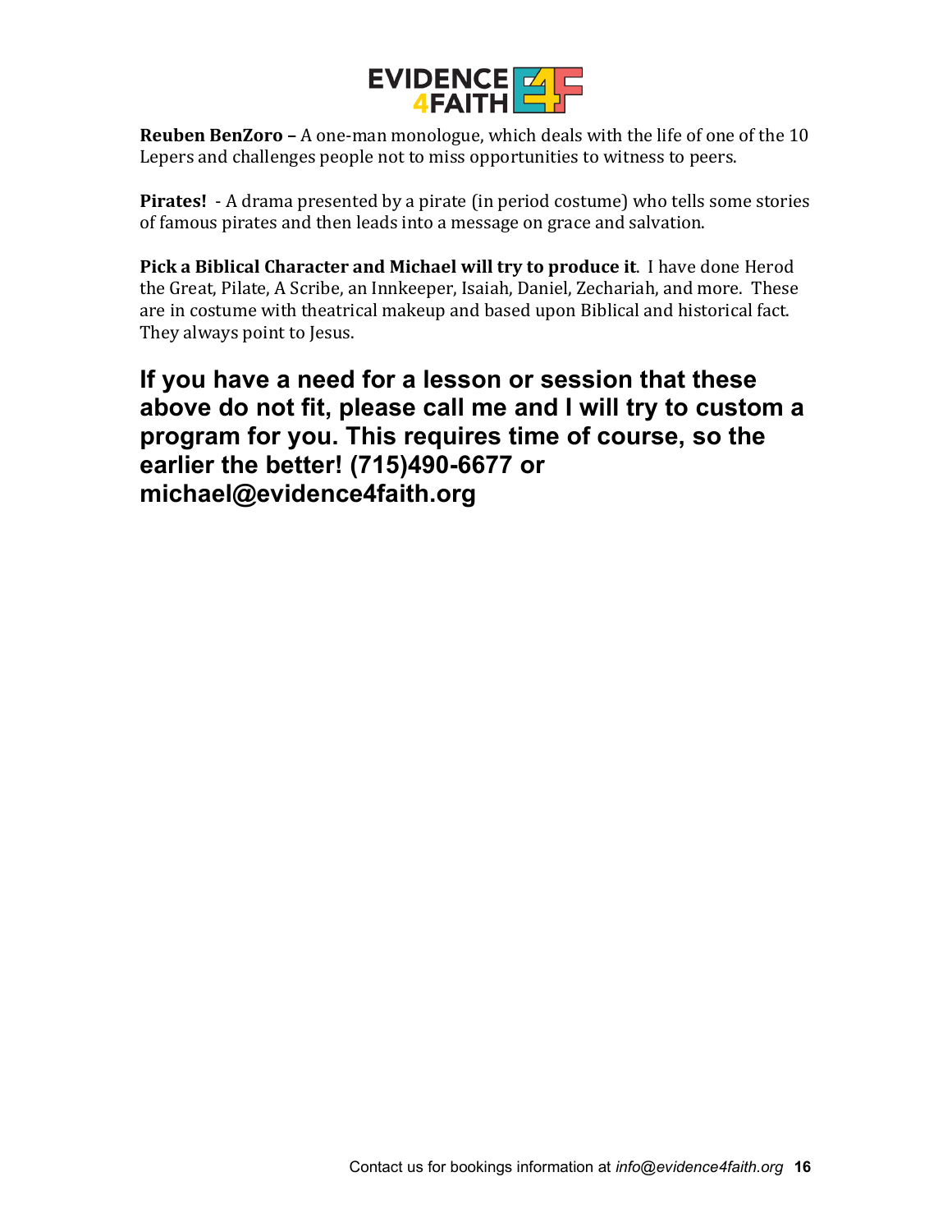**Reuben BenZoro –** A one-man monologue, which deals with the life of one of the 10 Lepers and challenges people not to miss opportunities to witness to peers.

**Pirates!** - A drama presented by a pirate (in period costume) who tells some stories of famous pirates and then leads into a message on grace and salvation.

**Pick a Biblical Character and Michael will try to produce it**. I have done Herod the Great, Pilate, A Scribe, an Innkeeper, Isaiah, Daniel, Zechariah, and more. These are in costume with theatrical makeup and based upon Biblical and historical fact. They always point to Jesus.

**If you have a need for a lesson or session that these above do not fit, please call me and I will try to custom a program for you. This requires time of course, so the earlier the better! (715)490-6677 or michael@evidence4faith.org**